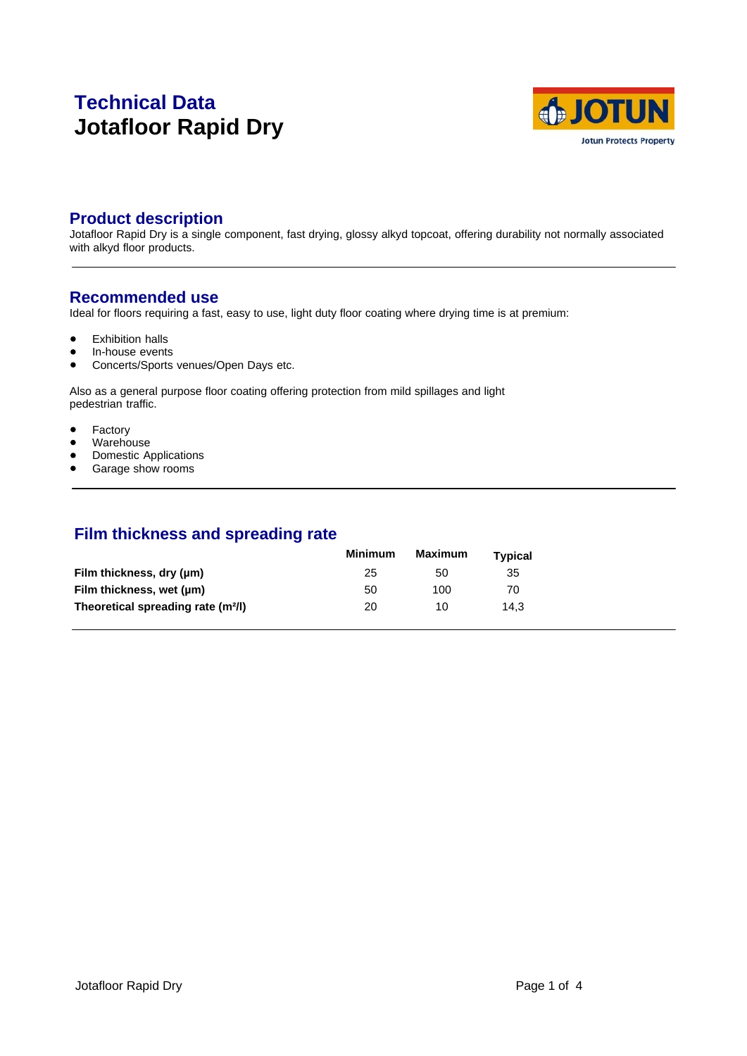# Technical Data

# Jotafloor Rapid Dry

## Product description

Jotafloor Rapid Dry is a single component, fast drying, glossy alkyd topcoat, offering durability not normally associated with alkyd floor products.

## Recommended use

Ideal for floors requiring a fast, easy to use, light duty floor coating where drying time is at premium:

- Exhibition halls
- In-house events
- Concerts/Sports venues/Open Days etc.

Also as a general purpose floor coating offering protection from mild spillages and light pedestrian traffic.

- Factory
- Warehouse
- Domestic Applications
- Garage show rooms

## Film thickness and spreading rate

| | Minimum | Maximum | Typical |
|---|---|---|---|
| **Film thickness, dry (µm)** | 25 | 50 | 35 |
| **Film thickness, wet (µm)** | 50 | 100 | 70 |
| **Theoretical spreading rate ($m^2/l$)** | 20 | 10 | 14,3 |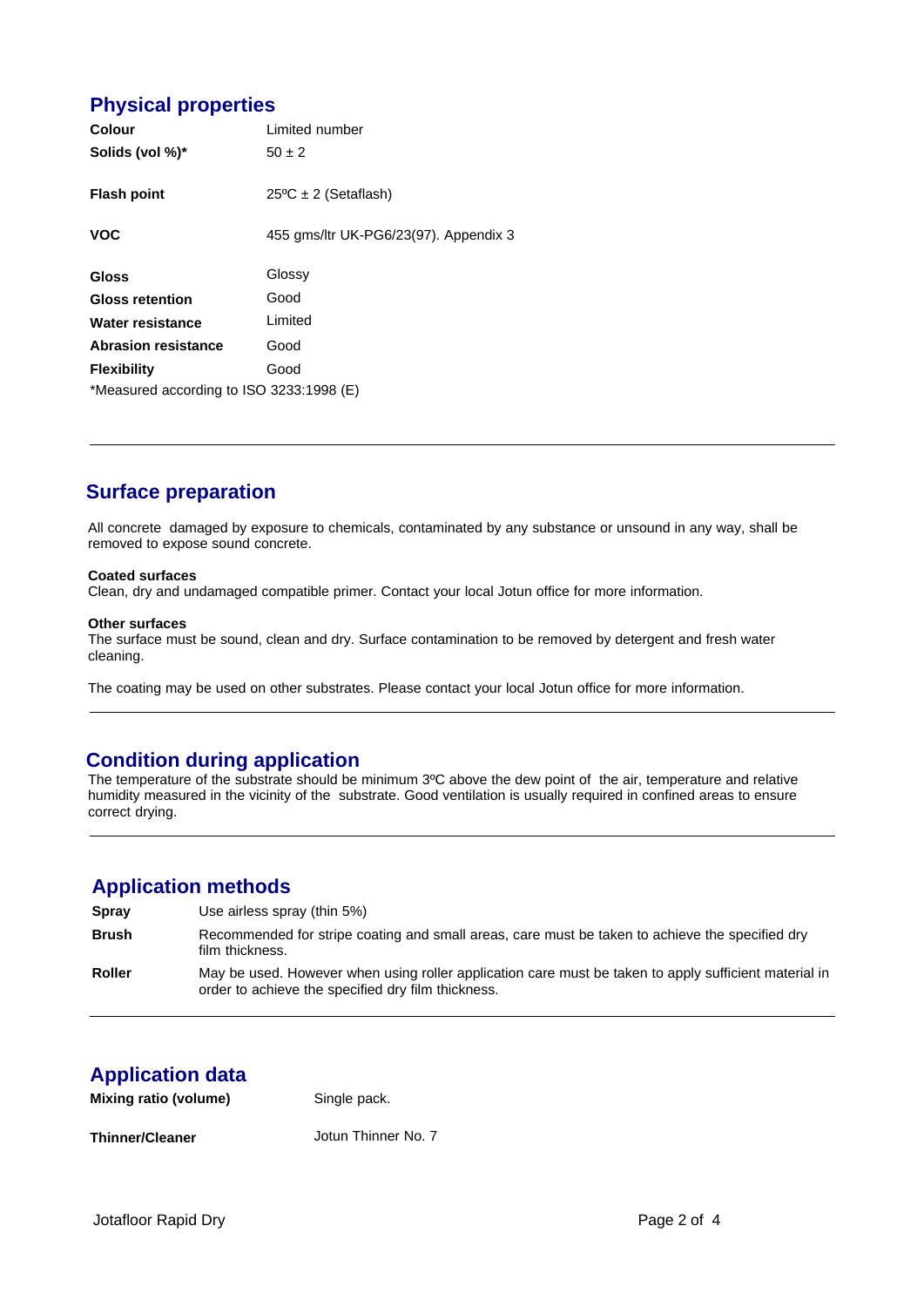## Physical properties

| | |
|---|---|
| **Colour** | Limited number |
| **Solids (vol %)*** | 50 ± 2 |
| **Flash point** | 25ºC ± 2 (Setaflash) |
| **VOC** | 455 gms/ltr UK-PG6/23(97). Appendix 3 |
| **Gloss** | Glossy |
| **Gloss retention** | Good |
| **Water resistance** | Limited |
| **Abrasion resistance** | Good |
| **Flexibility** | Good |

*Measured according to ISO 3233:1998 (E)

---

## Surface preparation

All concrete damaged by exposure to chemicals, contaminated by any substance or unsound in any way, shall be removed to expose sound concrete.

**Coated surfaces**
Clean, dry and undamaged compatible primer. Contact your local Jotun office for more information.

**Other surfaces**
The surface must be sound, clean and dry. Surface contamination to be removed by detergent and fresh water cleaning.

The coating may be used on other substrates. Please contact your local Jotun office for more information.

---

## Condition during application

The temperature of the substrate should be minimum 3ºC above the dew point of the air, temperature and relative humidity measured in the vicinity of the substrate. Good ventilation is usually required in confined areas to ensure correct drying.

---

## Application methods

| | |
|---|---|
| **Spray** | Use airless spray (thin 5%) |
| **Brush** | Recommended for stripe coating and small areas, care must be taken to achieve the specified dry film thickness. |
| **Roller** | May be used. However when using roller application care must be taken to apply sufficient material in order to achieve the specified dry film thickness. |

---

## Application data

| | |
|---|---|
| **Mixing ratio (volume)** | Single pack. |
| **Thinner/Cleaner** | Jotun Thinner No. 7 |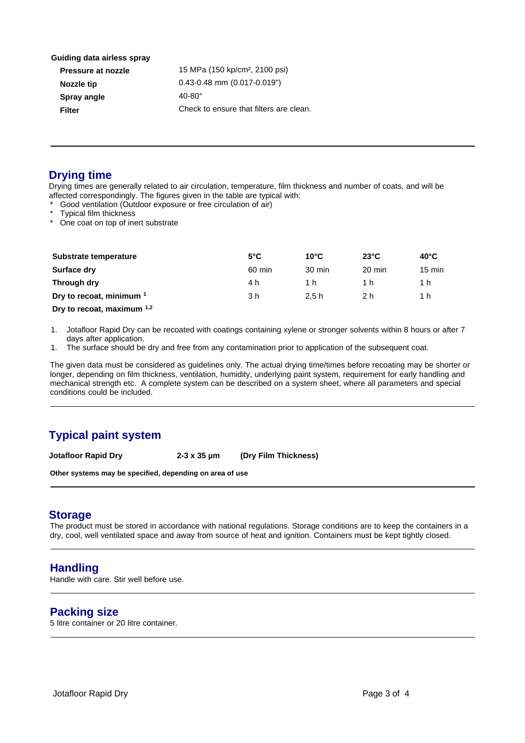**Guiding data airless spray**

| | |
|---|---|
| **Pressure at nozzle** | 15 MPa (150 kp/cm², 2100 psi) |
| **Nozzle tip** | 0.43-0.48 mm (0.017-0.019") |
| **Spray angle** | 40-80° |
| **Filter** | Check to ensure that filters are clean. |

## Drying time

Drying times are generally related to air circulation, temperature, film thickness and number of coats, and will be affected correspondingly. The figures given in the table are typical with:

- Good ventilation (Outdoor exposure or free circulation of air)
- Typical film thickness
- One coat on top of inert substrate

| **Substrate temperature** | **5°C** | **10°C** | **23°C** | **40°C** |
|---|---|---|---|---|
| **Surface dry** | 60 min | 30 min | 20 min | 15 min |
| **Through dry** | 4 h | 1 h | 1 h | 1 h |
| **Dry to recoat, minimum** [1] | 3 h | 2,5 h | 2 h | 1 h |
| **Dry to recoat, maximum** [1,2] | | | | |

1. Jotafloor Rapid Dry can be recoated with coatings containing xylene or stronger solvents within 8 hours or after 7 days after application.
1. The surface should be dry and free from any contamination prior to application of the subsequent coat.

The given data must be considered as guidelines only. The actual drying time/times before recoating may be shorter or longer, depending on film thickness, ventilation, humidity, underlying paint system, requirement for early handling and mechanical strength etc. A complete system can be described on a system sheet, where all parameters and special conditions could be included.

## Typical paint system

| **Jotafloor Rapid Dry** | **2-3 x 35 µm** | **(Dry Film Thickness)** |
|---|---|---|

**Other systems may be specified, depending on area of use**

## Storage

The product must be stored in accordance with national regulations. Storage conditions are to keep the containers in a dry, cool, well ventilated space and away from source of heat and ignition. Containers must be kept tightly closed.

## Handling

Handle with care. Stir well before use.

## Packing size

5 litre container or 20 litre container.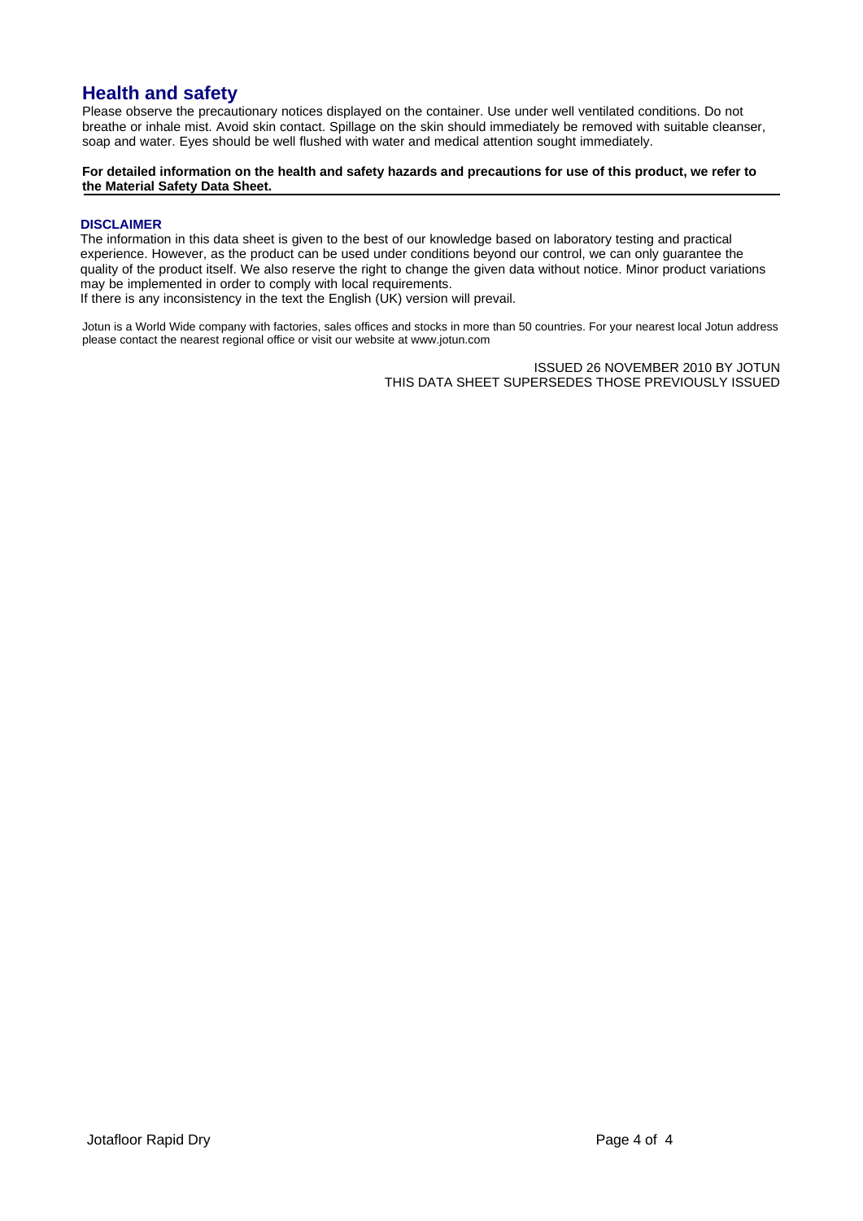## Health and safety

Please observe the precautionary notices displayed on the container. Use under well ventilated conditions. Do not breathe or inhale mist. Avoid skin contact. Spillage on the skin should immediately be removed with suitable cleanser, soap and water. Eyes should be well flushed with water and medical attention sought immediately.

**For detailed information on the health and safety hazards and precautions for use of this product, we refer to the Material Safety Data Sheet.**

---

### DISCLAIMER

The information in this data sheet is given to the best of our knowledge based on laboratory testing and practical experience. However, as the product can be used under conditions beyond our control, we can only guarantee the quality of the product itself. We also reserve the right to change the given data without notice. Minor product variations may be implemented in order to comply with local requirements.
If there is any inconsistency in the text the English (UK) version will prevail.

Jotun is a World Wide company with factories, sales offices and stocks in more than 50 countries. For your nearest local Jotun address please contact the nearest regional office or visit our website at www.jotun.com

ISSUED 26 NOVEMBER 2010 BY JOTUN
THIS DATA SHEET SUPERSEDES THOSE PREVIOUSLY ISSUED